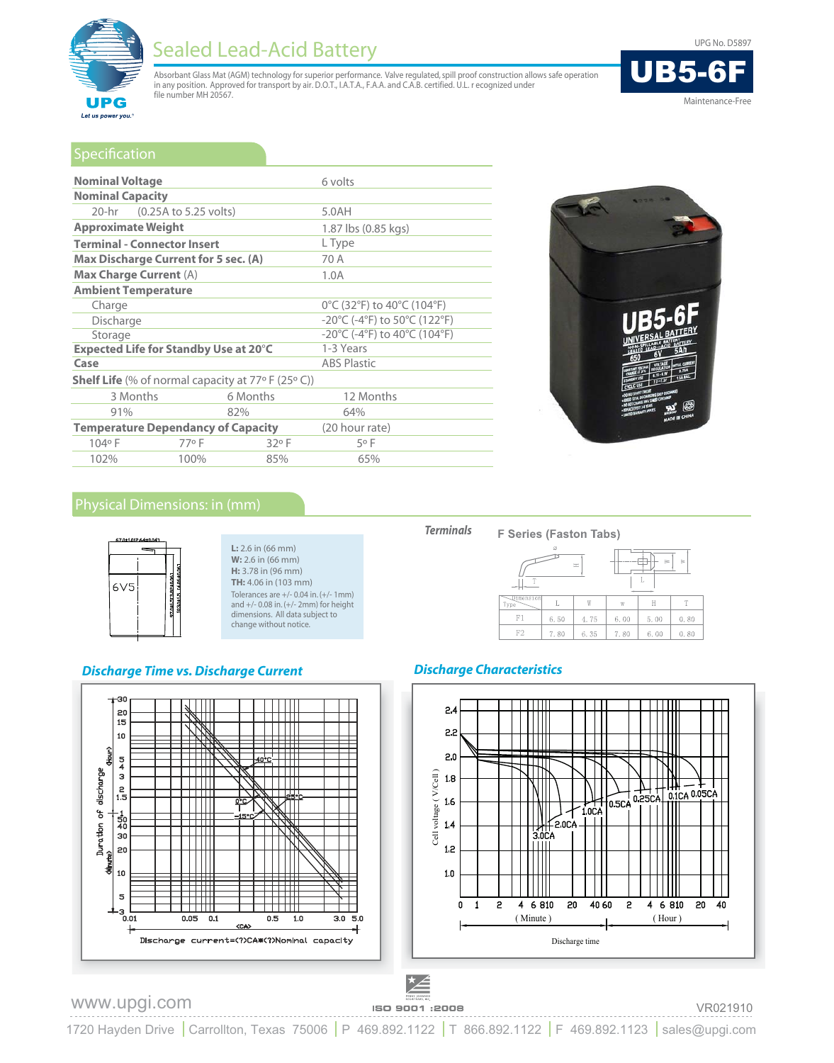# Sealed Lead-Acid Battery

UPG No. D5897

## UB5-6F

Maintenance-Free

Absorbant Glass Mat (AGM) technology for superior performance. Valve regulated, spill proof construction allows safe operation in any position. Approved for transport by air. D.O.T., I.A.T.A., F.A.A. and C.A.B. certified. U.L. r ecognized under file number MH 20567.

## Specification

| | |
|---|---|
| **Nominal Voltage** | 6 volts |
| **Nominal Capacity** | |
| 20-hr (0.25A to 5.25 volts) | 5.0AH |
| **Approximate Weight** | 1.87 lbs (0.85 kgs) |
| **Terminal - Connector Insert** | L Type |
| **Max Discharge Current for 5 sec. (A)** | 70 A |
| **Max Charge Current** (A) | 1.0A |
| **Ambient Temperature** | |
| Charge | 0°C (32°F) to 40°C (104°F) |
| Discharge | -20°C (-4°F) to 50°C (122°F) |
| Storage | -20°C (-4°F) to 40°C (104°F) |
| **Expected Life for Standby Use at 20°C** | 1-3 Years |
| **Case** | ABS Plastic |

**Shelf Life** (% of normal capacity at 77° F (25° C))

| 3 Months | 6 Months | 12 Months |
|---|---|---|
| 91% | 82% | 64% |

**Temperature Dependancy of Capacity** (20 hour rate)

| 104° F | 77° F | 32° F | 5° F |
|---|---|---|---|
| 102% | 100% | 85% | 65% |

## Physical Dimensions: in (mm)

**L:** 2.6 in (66 mm)
**W:** 2.6 in (66 mm)
**H:** 3.78 in (96 mm)
**TH:** 4.06 in (103 mm)

Tolerances are +/- 0.04 in. (+/- 1mm) and +/- 0.08 in. (+/- 2mm) for height dimensions. All data subject to change without notice.

### *Terminals*

**F Series (Faston Tabs)**

| Dimension / Type | L | W | w | H | T |
|---|---|---|---|---|---|
| F1 | 6.50 | 4.75 | 6.00 | 5.00 | 0.80 |
| F2 | 7.80 | 6.35 | 7.80 | 6.00 | 0.80 |

### *Discharge Time vs. Discharge Current*

### *Discharge Characteristics*

www.upgi.com

ISO 9001 :2008

VR021910

1720 Hayden Drive | Carrollton, Texas 75006 | P 469.892.1122 | T 866.892.1122 | F 469.892.1123 | sales@upgi.com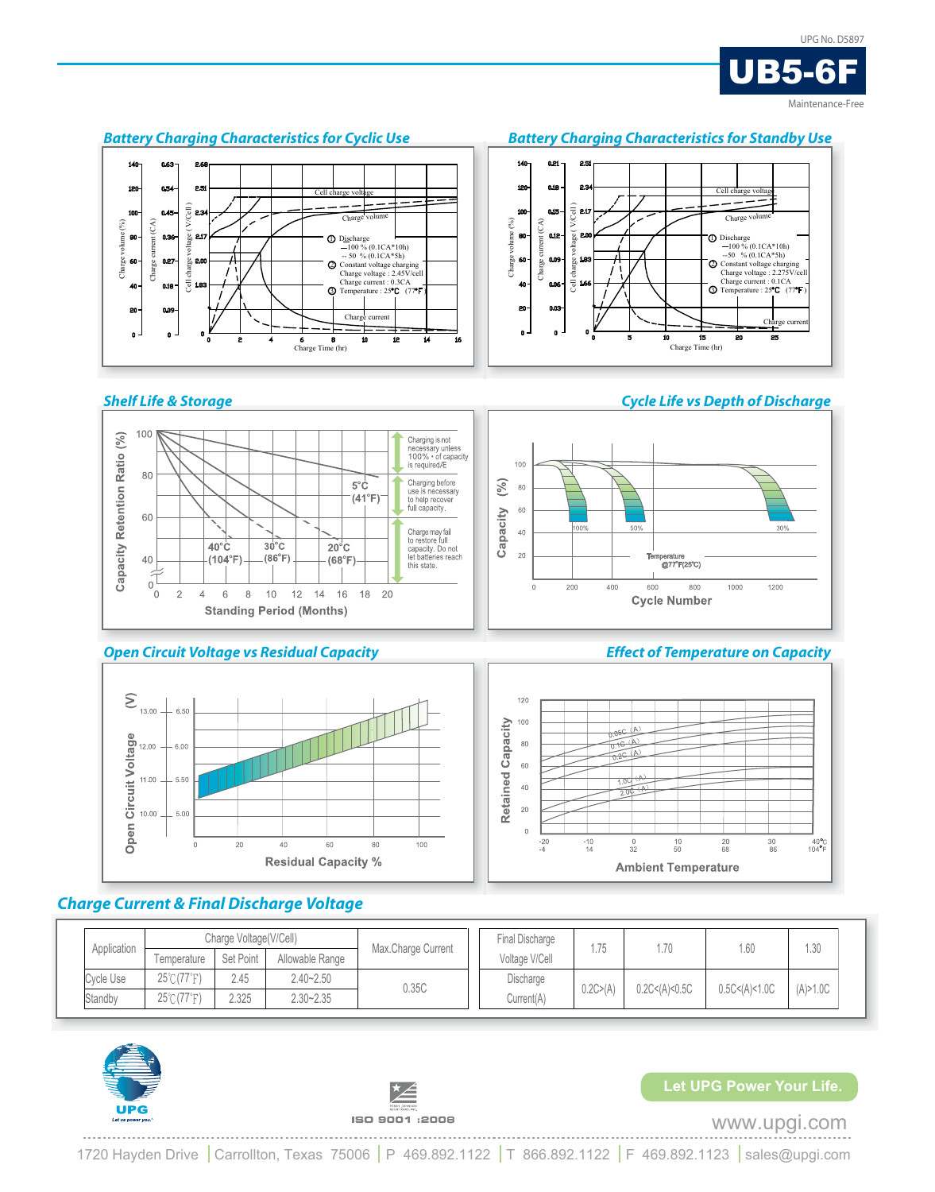UPG No. D5897

# UB5-6F

Maintenance-Free

## Battery Charging Characteristics for Cyclic Use

Charge volume (%) 0 20 40 60 80 100 120 140
Charge current (CA) 0 0.09 0.18 0.27 0.36 0.45 0.54 0.63
Cell charge voltage ( V/Cell ) 0 1.83 2.00 2.17 2.34 2.51 2.68

Cell charge voltage
Charge volume
Charge current

① Discharge
—100 % (0.1CA*10h)
-- 50 % (0.1CA*5h)
② Constant voltage charging
Charge voltage : 2.45V/cell
Charge current : 0.3CA
③ Temperature : 25°C (77°F)

0 2 4 6 8 10 12 14 16
Charge Time (hr)

## Battery Charging Characteristics for Standby Use

Charge volume (%) 0 20 40 60 80 100 120 140
Charge current (CA) 0 0.03 0.06 0.09 0.12 0.15 0.18 0.21
Cell charge voltage ( V/Cell ) 0 1.66 1.83 2.00 2.17 2.34 2.51

Cell charge voltage
Charge volume
Charge current

① Discharge
—100 % (0.1CA*10h)
--50 % (0.1CA*5h)
② Constant voltage charging
Charge voltage : 2.275V/cell
Charge current : 0.1CA
③ Temperature : 25°C (77°F)

0 5 10 15 20 25
Charge Time (hr)

## Shelf Life & Storage

Capacity Retention Ratio (%)
0 40 60 80 100

5°C (41°F)
40°C (104°F)
30°C (86°F)
20°C (68°F)

Charging is not necessary unless 100% of capacity is required.

Charging before use is necessary to help recover full capacity.

Charge may fail to restore full capacity. Do not let batteries reach this state.

0 2 4 6 8 10 12 14 16 18 20
Standing Period (Months)

## Cycle Life vs Depth of Discharge

Capacity (%)
20 40 60 80 100

100%
50%
30%

Temperature @77°F(25°C)

0 200 400 600 800 1000 1200
Cycle Number

## Open Circuit Voltage vs Residual Capacity

Open Circuit Voltage (V)
10.00 5.00
11.00 5.50
12.00 6.00
13.00 6.50

0 20 40 60 80 100
Residual Capacity %

## Effect of Temperature on Capacity

Retained Capacity
0 20 40 60 80 100 120

0.05C (A)
0.1C (A)
0.2C (A)
1.0C (A)
2.0C (A)

-20 -10 0 10 20 30 40°C
-4 14 32 50 68 86 104°F
Ambient Temperature

## Charge Current & Final Discharge Voltage

| Application | Charge Voltage(V/Cell) | | | Max.Charge Current |
|---|---|---|---|---|
| | Temperature | Set Point | Allowable Range | |
| Cycle Use | 25℃(77℉) | 2.45 | 2.40~2.50 | 0.35C |
| Standby | 25℃(77℉) | 2.325 | 2.30~2.35 | |

| Final Discharge Voltage V/Cell | 1.75 | 1.70 | 1.60 | 1.30 |
|---|---|---|---|---|
| Discharge Current(A) | 0.2C>(A) | 0.2C<(A)<0.5C | 0.5C<(A)<1.0C | (A)>1.0C |

UPG
Let us power you.

ISO 9001 :2008

Let UPG Power Your Life.

www.upgi.com

1720 Hayden Drive | Carrollton, Texas 75006 | P 469.892.1122 | T 866.892.1122 | F 469.892.1123 | sales@upgi.com